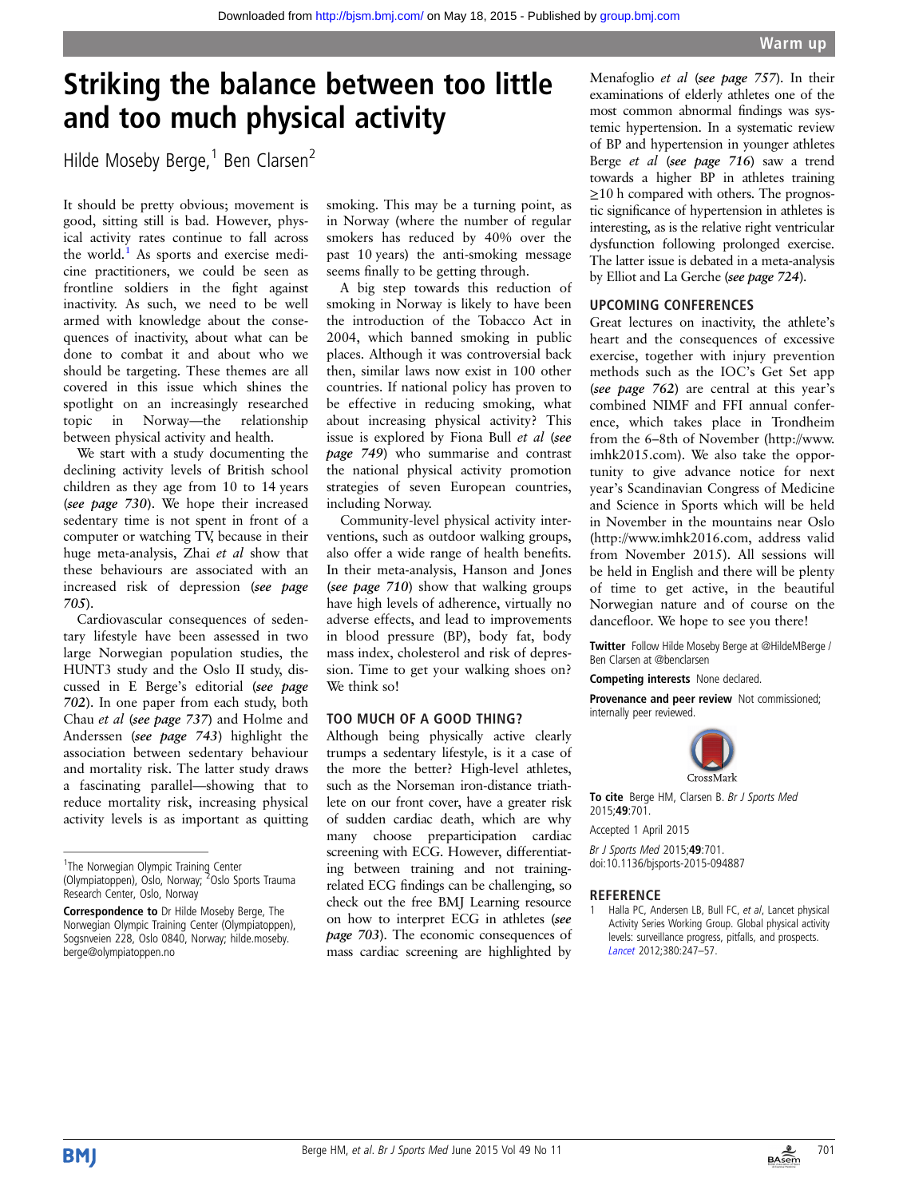# Striking the balance between too little and too much physical activity

Hilde Moseby Berge,[1] Ben Clarsen[2]

It should be pretty obvious; movement is good, sitting still is bad. However, physical activity rates continue to fall across the world.[1] As sports and exercise medicine practitioners, we could be seen as frontline soldiers in the fight against inactivity. As such, we need to be well armed with knowledge about the consequences of inactivity, about what can be done to combat it and about who we should be targeting. These themes are all covered in this issue which shines the spotlight on an increasingly researched topic in Norway—the relationship between physical activity and health.

We start with a study documenting the declining activity levels of British school children as they age from 10 to 14 years (*see page 730*). We hope their increased sedentary time is not spent in front of a computer or watching TV, because in their huge meta-analysis, Zhai *et al* show that these behaviours are associated with an increased risk of depression (*see page 705*).

Cardiovascular consequences of sedentary lifestyle have been assessed in two large Norwegian population studies, the HUNT3 study and the Oslo II study, discussed in E Berge's editorial (*see page 702*). In one paper from each study, both Chau *et al* (*see page 737*) and Holme and Anderssen (*see page 743*) highlight the association between sedentary behaviour and mortality risk. The latter study draws a fascinating parallel—showing that to reduce mortality risk, increasing physical activity levels is as important as quitting smoking. This may be a turning point, as in Norway (where the number of regular smokers has reduced by 40% over the past 10 years) the anti-smoking message seems finally to be getting through.

A big step towards this reduction of smoking in Norway is likely to have been the introduction of the Tobacco Act in 2004, which banned smoking in public places. Although it was controversial back then, similar laws now exist in 100 other countries. If national policy has proven to be effective in reducing smoking, what about increasing physical activity? This issue is explored by Fiona Bull *et al* (*see page 749*) who summarise and contrast the national physical activity promotion strategies of seven European countries, including Norway.

Community-level physical activity interventions, such as outdoor walking groups, also offer a wide range of health benefits. In their meta-analysis, Hanson and Jones (*see page 710*) show that walking groups have high levels of adherence, virtually no adverse effects, and lead to improvements in blood pressure (BP), body fat, body mass index, cholesterol and risk of depression. Time to get your walking shoes on? We think so!

## TOO MUCH OF A GOOD THING?

Although being physically active clearly trumps a sedentary lifestyle, is it a case of the more the better? High-level athletes, such as the Norseman iron-distance triathlete on our front cover, have a greater risk of sudden cardiac death, which are why many choose preparticipation cardiac screening with ECG. However, differentiating between training and not training-related ECG findings can be challenging, so check out the free BMJ Learning resource on how to interpret ECG in athletes (*see page 703*). The economic consequences of mass cardiac screening are highlighted by Menafoglio *et al* (*see page 757*). In their examinations of elderly athletes one of the most common abnormal findings was systemic hypertension. In a systematic review of BP and hypertension in younger athletes Berge *et al* (*see page 716*) saw a trend towards a higher BP in athletes training ≥10 h compared with others. The prognostic significance of hypertension in athletes is interesting, as is the relative right ventricular dysfunction following prolonged exercise. The latter issue is debated in a meta-analysis by Elliot and La Gerche (*see page 724*).

## UPCOMING CONFERENCES

Great lectures on inactivity, the athlete's heart and the consequences of excessive exercise, together with injury prevention methods such as the IOC's Get Set app (*see page 762*) are central at this year's combined NIMF and FFI annual conference, which takes place in Trondheim from the 6–8th of November (http://www.imhk2015.com). We also take the opportunity to give advance notice for next year's Scandinavian Congress of Medicine and Science in Sports which will be held in November in the mountains near Oslo (http://www.imhk2016.com, address valid from November 2015). All sessions will be held in English and there will be plenty of time to get active, in the beautiful Norwegian nature and of course on the dancefloor. We hope to see you there!

**Twitter** Follow Hilde Moseby Berge at @HildeMBerge / Ben Clarsen at @benclarsen

**Competing interests** None declared.

**Provenance and peer review** Not commissioned; internally peer reviewed.

**To cite** Berge HM, Clarsen B. *Br J Sports Med* 2015;**49**:701.

Accepted 1 April 2015

*Br J Sports Med* 2015;**49**:701.
doi:10.1136/bjsports-2015-094887

## REFERENCE

1. Halla PC, Andersen LB, Bull FC, *et al*, Lancet physical Activity Series Working Group. Global physical activity levels: surveillance progress, pitfalls, and prospects. *Lancet* 2012;380:247–57.

---

[1]The Norwegian Olympic Training Center (Olympiatoppen), Oslo, Norway; [2]Oslo Sports Trauma Research Center, Oslo, Norway

**Correspondence to** Dr Hilde Moseby Berge, The Norwegian Olympic Training Center (Olympiatoppen), Sognsveien 228, Oslo 0840, Norway; hilde.moseby.berge@olympiatoppen.no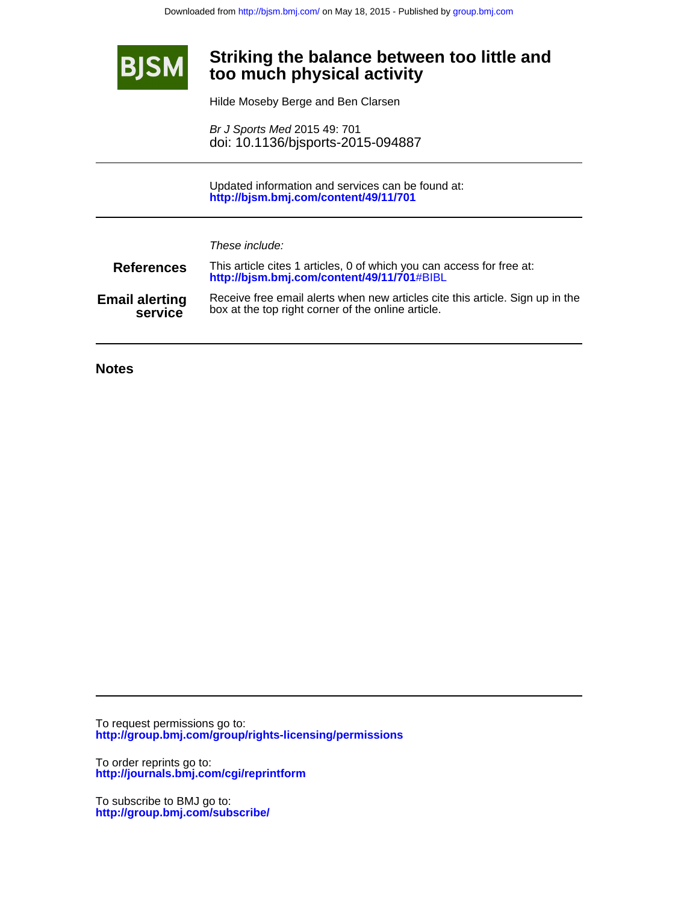Downloaded from http://bjsm.bmj.com/ on May 18, 2015 - Published by group.bmj.com

BJSM

# Striking the balance between too little and too much physical activity

Hilde Moseby Berge and Ben Clarsen

*Br J Sports Med* 2015 49: 701
doi: 10.1136/bjsports-2015-094887

Updated information and services can be found at:
**http://bjsm.bmj.com/content/49/11/701**

*These include:*

| | |
|---|---|
| **References** | This article cites 1 articles, 0 of which you can access for free at: **http://bjsm.bmj.com/content/49/11/701**#BIBL |
| **Email alerting service** | Receive free email alerts when new articles cite this article. Sign up in the box at the top right corner of the online article. |

## Notes

To request permissions go to:
**http://group.bmj.com/group/rights-licensing/permissions**

To order reprints go to:
**http://journals.bmj.com/cgi/reprintform**

To subscribe to BMJ go to:
**http://group.bmj.com/subscribe/**